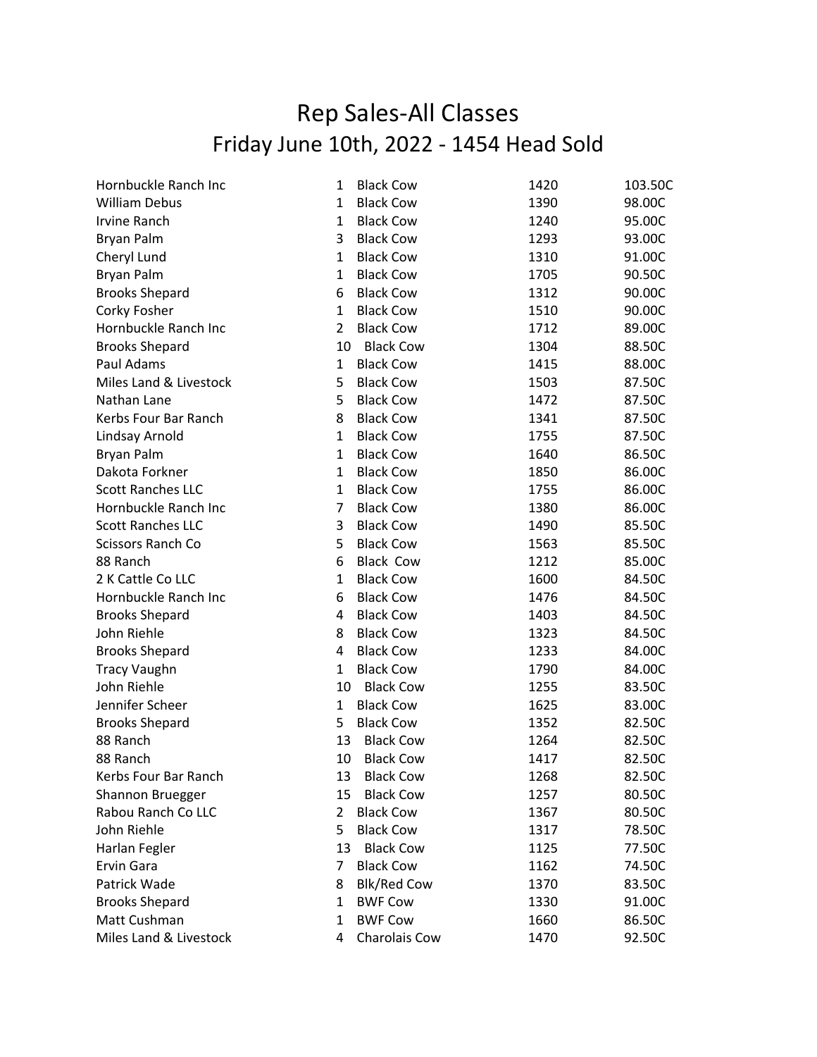# Rep Sales-All Classes

## Friday June 10th, 2022 - 1454 Head Sold

| | | | | |
|---|---|---|---|---|
| Hornbuckle Ranch Inc | 1 | Black Cow | 1420 | 103.50C |
| William Debus | 1 | Black Cow | 1390 | 98.00C |
| Irvine Ranch | 1 | Black Cow | 1240 | 95.00C |
| Bryan Palm | 3 | Black Cow | 1293 | 93.00C |
| Cheryl Lund | 1 | Black Cow | 1310 | 91.00C |
| Bryan Palm | 1 | Black Cow | 1705 | 90.50C |
| Brooks Shepard | 6 | Black Cow | 1312 | 90.00C |
| Corky Fosher | 1 | Black Cow | 1510 | 90.00C |
| Hornbuckle Ranch Inc | 2 | Black Cow | 1712 | 89.00C |
| Brooks Shepard | 10 | Black Cow | 1304 | 88.50C |
| Paul Adams | 1 | Black Cow | 1415 | 88.00C |
| Miles Land & Livestock | 5 | Black Cow | 1503 | 87.50C |
| Nathan Lane | 5 | Black Cow | 1472 | 87.50C |
| Kerbs Four Bar Ranch | 8 | Black Cow | 1341 | 87.50C |
| Lindsay Arnold | 1 | Black Cow | 1755 | 87.50C |
| Bryan Palm | 1 | Black Cow | 1640 | 86.50C |
| Dakota Forkner | 1 | Black Cow | 1850 | 86.00C |
| Scott Ranches LLC | 1 | Black Cow | 1755 | 86.00C |
| Hornbuckle Ranch Inc | 7 | Black Cow | 1380 | 86.00C |
| Scott Ranches LLC | 3 | Black Cow | 1490 | 85.50C |
| Scissors Ranch Co | 5 | Black Cow | 1563 | 85.50C |
| 88 Ranch | 6 | Black Cow | 1212 | 85.00C |
| 2 K Cattle Co LLC | 1 | Black Cow | 1600 | 84.50C |
| Hornbuckle Ranch Inc | 6 | Black Cow | 1476 | 84.50C |
| Brooks Shepard | 4 | Black Cow | 1403 | 84.50C |
| John Riehle | 8 | Black Cow | 1323 | 84.50C |
| Brooks Shepard | 4 | Black Cow | 1233 | 84.00C |
| Tracy Vaughn | 1 | Black Cow | 1790 | 84.00C |
| John Riehle | 10 | Black Cow | 1255 | 83.50C |
| Jennifer Scheer | 1 | Black Cow | 1625 | 83.00C |
| Brooks Shepard | 5 | Black Cow | 1352 | 82.50C |
| 88 Ranch | 13 | Black Cow | 1264 | 82.50C |
| 88 Ranch | 10 | Black Cow | 1417 | 82.50C |
| Kerbs Four Bar Ranch | 13 | Black Cow | 1268 | 82.50C |
| Shannon Bruegger | 15 | Black Cow | 1257 | 80.50C |
| Rabou Ranch Co LLC | 2 | Black Cow | 1367 | 80.50C |
| John Riehle | 5 | Black Cow | 1317 | 78.50C |
| Harlan Fegler | 13 | Black Cow | 1125 | 77.50C |
| Ervin Gara | 7 | Black Cow | 1162 | 74.50C |
| Patrick Wade | 8 | Blk/Red Cow | 1370 | 83.50C |
| Brooks Shepard | 1 | BWF Cow | 1330 | 91.00C |
| Matt Cushman | 1 | BWF Cow | 1660 | 86.50C |
| Miles Land & Livestock | 4 | Charolais Cow | 1470 | 92.50C |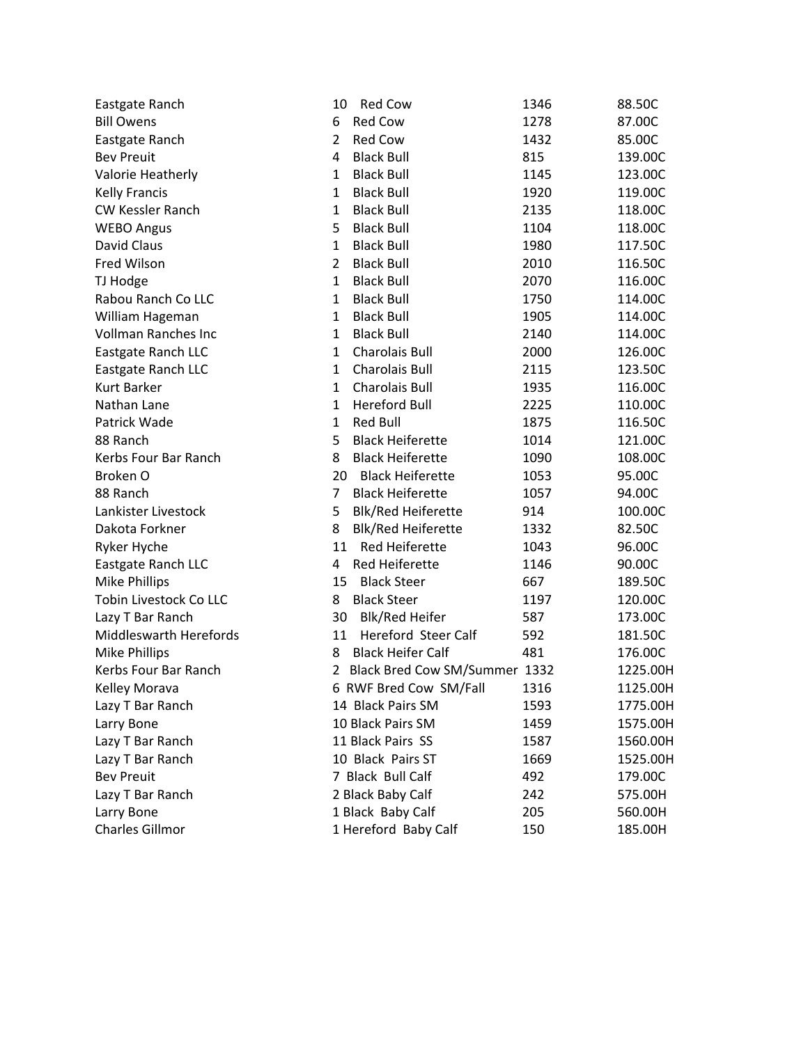| | | | |
|---|---|---|---|
| Eastgate Ranch | 10 Red Cow | 1346 | 88.50C |
| Bill Owens | 6 Red Cow | 1278 | 87.00C |
| Eastgate Ranch | 2 Red Cow | 1432 | 85.00C |
| Bev Preuit | 4 Black Bull | 815 | 139.00C |
| Valorie Heatherly | 1 Black Bull | 1145 | 123.00C |
| Kelly Francis | 1 Black Bull | 1920 | 119.00C |
| CW Kessler Ranch | 1 Black Bull | 2135 | 118.00C |
| WEBO Angus | 5 Black Bull | 1104 | 118.00C |
| David Claus | 1 Black Bull | 1980 | 117.50C |
| Fred Wilson | 2 Black Bull | 2010 | 116.50C |
| TJ Hodge | 1 Black Bull | 2070 | 116.00C |
| Rabou Ranch Co LLC | 1 Black Bull | 1750 | 114.00C |
| William Hageman | 1 Black Bull | 1905 | 114.00C |
| Vollman Ranches Inc | 1 Black Bull | 2140 | 114.00C |
| Eastgate Ranch LLC | 1 Charolais Bull | 2000 | 126.00C |
| Eastgate Ranch LLC | 1 Charolais Bull | 2115 | 123.50C |
| Kurt Barker | 1 Charolais Bull | 1935 | 116.00C |
| Nathan Lane | 1 Hereford Bull | 2225 | 110.00C |
| Patrick Wade | 1 Red Bull | 1875 | 116.50C |
| 88 Ranch | 5 Black Heiferette | 1014 | 121.00C |
| Kerbs Four Bar Ranch | 8 Black Heiferette | 1090 | 108.00C |
| Broken O | 20 Black Heiferette | 1053 | 95.00C |
| 88 Ranch | 7 Black Heiferette | 1057 | 94.00C |
| Lankister Livestock | 5 Blk/Red Heiferette | 914 | 100.00C |
| Dakota Forkner | 8 Blk/Red Heiferette | 1332 | 82.50C |
| Ryker Hyche | 11 Red Heiferette | 1043 | 96.00C |
| Eastgate Ranch LLC | 4 Red Heiferette | 1146 | 90.00C |
| Mike Phillips | 15 Black Steer | 667 | 189.50C |
| Tobin Livestock Co LLC | 8 Black Steer | 1197 | 120.00C |
| Lazy T Bar Ranch | 30 Blk/Red Heifer | 587 | 173.00C |
| Middleswarth Herefords | 11 Hereford Steer Calf | 592 | 181.50C |
| Mike Phillips | 8 Black Heifer Calf | 481 | 176.00C |
| Kerbs Four Bar Ranch | 2 Black Bred Cow SM/Summer | 1332 | 1225.00H |
| Kelley Morava | 6 RWF Bred Cow SM/Fall | 1316 | 1125.00H |
| Lazy T Bar Ranch | 14 Black Pairs SM | 1593 | 1775.00H |
| Larry Bone | 10 Black Pairs SM | 1459 | 1575.00H |
| Lazy T Bar Ranch | 11 Black Pairs SS | 1587 | 1560.00H |
| Lazy T Bar Ranch | 10 Black Pairs ST | 1669 | 1525.00H |
| Bev Preuit | 7 Black Bull Calf | 492 | 179.00C |
| Lazy T Bar Ranch | 2 Black Baby Calf | 242 | 575.00H |
| Larry Bone | 1 Black Baby Calf | 205 | 560.00H |
| Charles Gillmor | 1 Hereford Baby Calf | 150 | 185.00H |